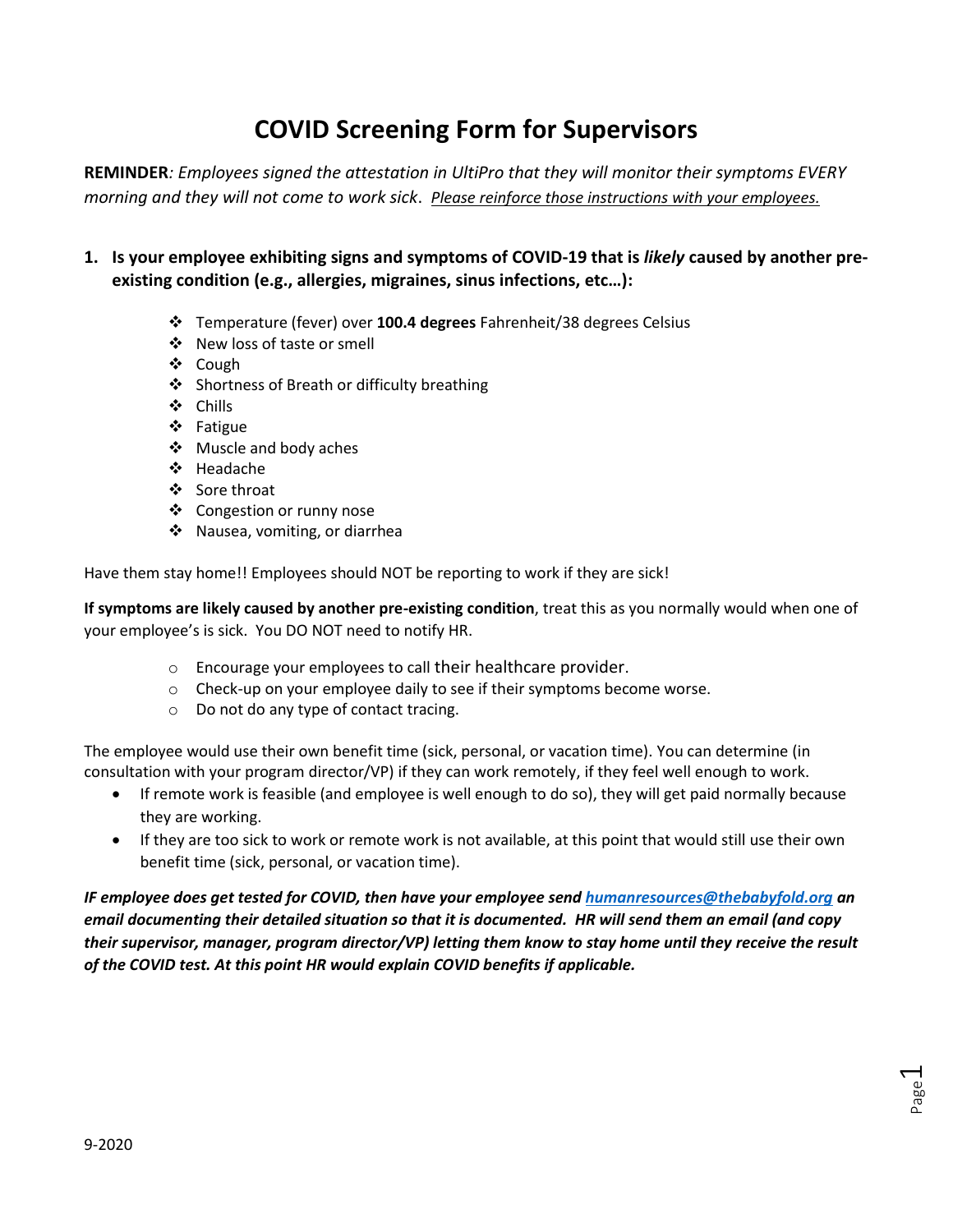# COVID Screening Form for Supervisors

**REMINDER**: *Employees signed the attestation in UltiPro that they will monitor their symptoms EVERY morning and they will not come to work sick*. Please reinforce those instructions with your employees.

1. **Is your employee exhibiting signs and symptoms of COVID-19 that is *likely* caused by another pre-existing condition (e.g., allergies, migraines, sinus infections, etc…):**

   - Temperature (fever) over **100.4 degrees** Fahrenheit/38 degrees Celsius
   - New loss of taste or smell
   - Cough
   - Shortness of Breath or difficulty breathing
   - Chills
   - Fatigue
   - Muscle and body aches
   - Headache
   - Sore throat
   - Congestion or runny nose
   - Nausea, vomiting, or diarrhea

Have them stay home!! Employees should NOT be reporting to work if they are sick!

**If symptoms are likely caused by another pre-existing condition**, treat this as you normally would when one of your employee's is sick. You DO NOT need to notify HR.

- Encourage your employees to call their healthcare provider.
- Check-up on your employee daily to see if their symptoms become worse.
- Do not do any type of contact tracing.

The employee would use their own benefit time (sick, personal, or vacation time). You can determine (in consultation with your program director/VP) if they can work remotely, if they feel well enough to work.

- If remote work is feasible (and employee is well enough to do so), they will get paid normally because they are working.
- If they are too sick to work or remote work is not available, at this point that would still use their own benefit time (sick, personal, or vacation time).

***IF employee does get tested for COVID, then have your employee send humanresources@thebabyfold.org an email documenting their detailed situation so that it is documented. HR will send them an email (and copy their supervisor, manager, program director/VP) letting them know to stay home until they receive the result of the COVID test. At this point HR would explain COVID benefits if applicable.***

9-2020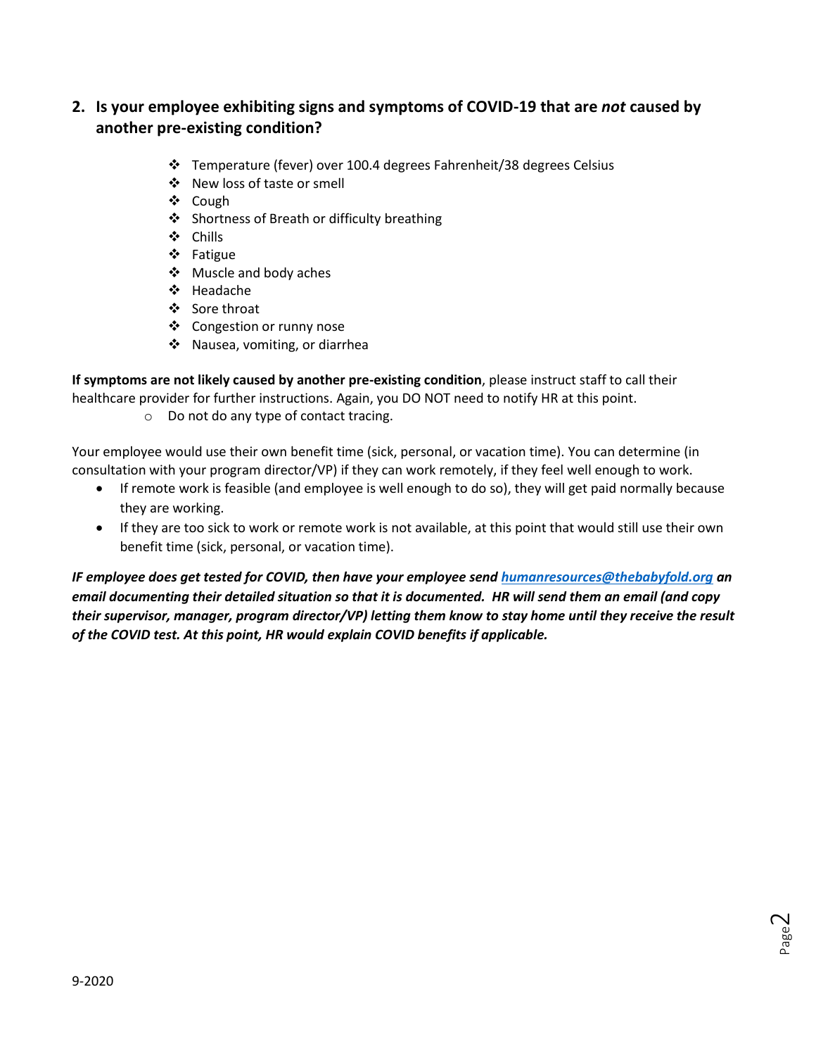## 2. Is your employee exhibiting signs and symptoms of COVID-19 that are *not* caused by another pre-existing condition?

- Temperature (fever) over 100.4 degrees Fahrenheit/38 degrees Celsius
- New loss of taste or smell
- Cough
- Shortness of Breath or difficulty breathing
- Chills
- Fatigue
- Muscle and body aches
- Headache
- Sore throat
- Congestion or runny nose
- Nausea, vomiting, or diarrhea

**If symptoms are not likely caused by another pre-existing condition**, please instruct staff to call their healthcare provider for further instructions. Again, you DO NOT need to notify HR at this point.

- Do not do any type of contact tracing.

Your employee would use their own benefit time (sick, personal, or vacation time). You can determine (in consultation with your program director/VP) if they can work remotely, if they feel well enough to work.

- If remote work is feasible (and employee is well enough to do so), they will get paid normally because they are working.
- If they are too sick to work or remote work is not available, at this point that would still use their own benefit time (sick, personal, or vacation time).

***IF employee does get tested for COVID, then have your employee send humanresources@thebabyfold.org an email documenting their detailed situation so that it is documented. HR will send them an email (and copy their supervisor, manager, program director/VP) letting them know to stay home until they receive the result of the COVID test. At this point, HR would explain COVID benefits if applicable.***

9-2020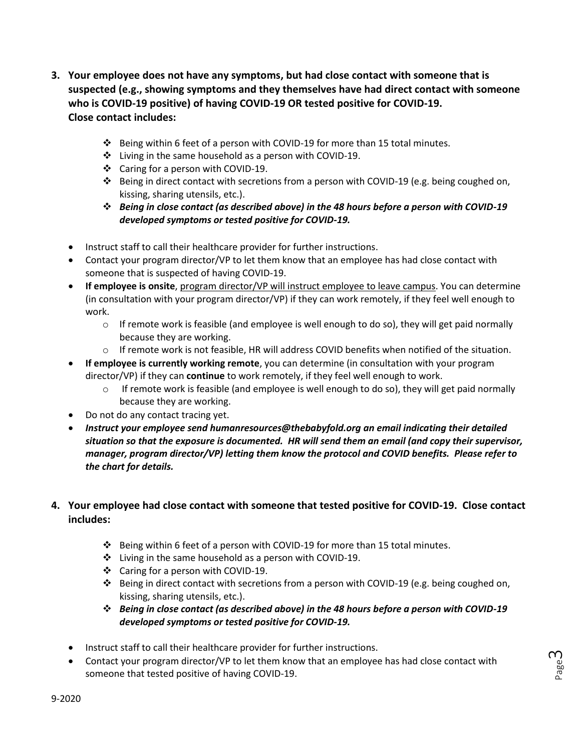3. **Your employee does not have any symptoms, but had close contact with someone that is suspected (e.g., showing symptoms and they themselves have had direct contact with someone who is COVID-19 positive) of having COVID-19 OR tested positive for COVID-19. Close contact includes:**

    - ❖ Being within 6 feet of a person with COVID-19 for more than 15 total minutes.
    - ❖ Living in the same household as a person with COVID-19.
    - ❖ Caring for a person with COVID-19.
    - ❖ Being in direct contact with secretions from a person with COVID-19 (e.g. being coughed on, kissing, sharing utensils, etc.).
    - ❖ ***Being in close contact (as described above) in the 48 hours before a person with COVID-19 developed symptoms or tested positive for COVID-19.***

- Instruct staff to call their healthcare provider for further instructions.
- Contact your program director/VP to let them know that an employee has had close contact with someone that is suspected of having COVID-19.
- **If employee is onsite**, <u>program director/VP will instruct employee to leave campus</u>. You can determine (in consultation with your program director/VP) if they can work remotely, if they feel well enough to work.
    - o If remote work is feasible (and employee is well enough to do so), they will get paid normally because they are working.
    - o If remote work is not feasible, HR will address COVID benefits when notified of the situation.
- **If employee is currently working remote**, you can determine (in consultation with your program director/VP) if they can **continue** to work remotely, if they feel well enough to work.
    - o If remote work is feasible (and employee is well enough to do so), they will get paid normally because they are working.
- Do not do any contact tracing yet.
- ***Instruct your employee send humanresources@thebabyfold.org an email indicating their detailed situation so that the exposure is documented. HR will send them an email (and copy their supervisor, manager, program director/VP) letting them know the protocol and COVID benefits. Please refer to the chart for details.***

4. **Your employee had close contact with someone that tested positive for COVID-19. Close contact includes:**

    - ❖ Being within 6 feet of a person with COVID-19 for more than 15 total minutes.
    - ❖ Living in the same household as a person with COVID-19.
    - ❖ Caring for a person with COVID-19.
    - ❖ Being in direct contact with secretions from a person with COVID-19 (e.g. being coughed on, kissing, sharing utensils, etc.).
    - ❖ ***Being in close contact (as described above) in the 48 hours before a person with COVID-19 developed symptoms or tested positive for COVID-19.***

- Instruct staff to call their healthcare provider for further instructions.
- Contact your program director/VP to let them know that an employee has had close contact with someone that tested positive of having COVID-19.

9-2020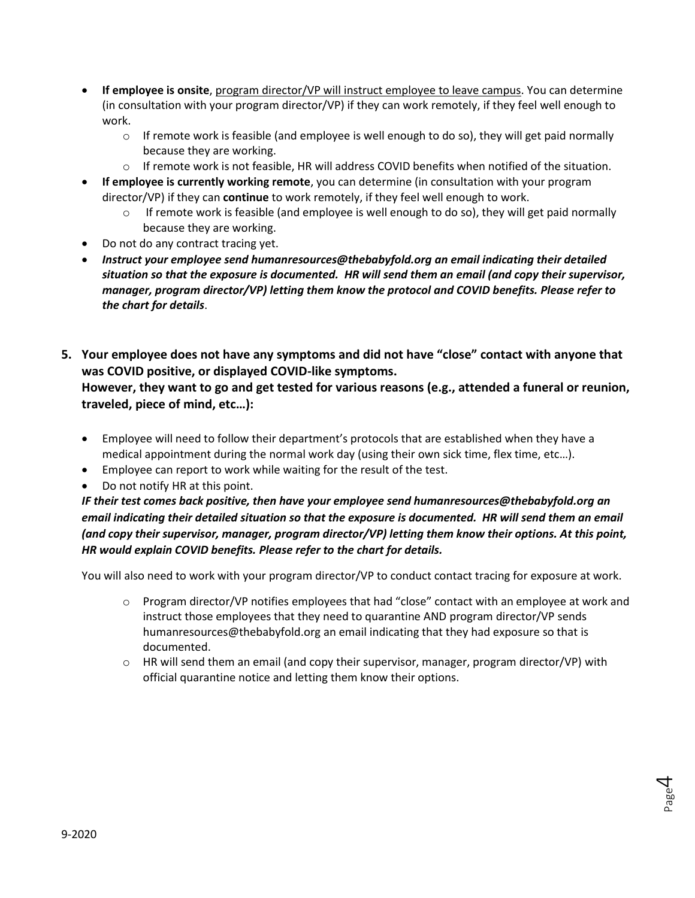- **If employee is onsite**, <u>program director/VP will instruct employee to leave campus</u>. You can determine (in consultation with your program director/VP) if they can work remotely, if they feel well enough to work.
  - If remote work is feasible (and employee is well enough to do so), they will get paid normally because they are working.
  - If remote work is not feasible, HR will address COVID benefits when notified of the situation.
- **If employee is currently working remote**, you can determine (in consultation with your program director/VP) if they can **continue** to work remotely, if they feel well enough to work.
  - If remote work is feasible (and employee is well enough to do so), they will get paid normally because they are working.
- Do not do any contract tracing yet.
- ***Instruct your employee send humanresources@thebabyfold.org an email indicating their detailed situation so that the exposure is documented. HR will send them an email (and copy their supervisor, manager, program director/VP) letting them know the protocol and COVID benefits. Please refer to the chart for details***.

**5. Your employee does not have any symptoms and did not have "close" contact with anyone that was COVID positive, or displayed COVID-like symptoms. However, they want to go and get tested for various reasons (e.g., attended a funeral or reunion, traveled, piece of mind, etc…):**

- Employee will need to follow their department's protocols that are established when they have a medical appointment during the normal work day (using their own sick time, flex time, etc…).
- Employee can report to work while waiting for the result of the test.
- Do not notify HR at this point.

***IF their test comes back positive, then have your employee send humanresources@thebabyfold.org an email indicating their detailed situation so that the exposure is documented. HR will send them an email (and copy their supervisor, manager, program director/VP) letting them know their options. At this point, HR would explain COVID benefits. Please refer to the chart for details.***

You will also need to work with your program director/VP to conduct contact tracing for exposure at work.

- Program director/VP notifies employees that had "close" contact with an employee at work and instruct those employees that they need to quarantine AND program director/VP sends humanresources@thebabyfold.org an email indicating that they had exposure so that is documented.
- HR will send them an email (and copy their supervisor, manager, program director/VP) with official quarantine notice and letting them know their options.

9-2020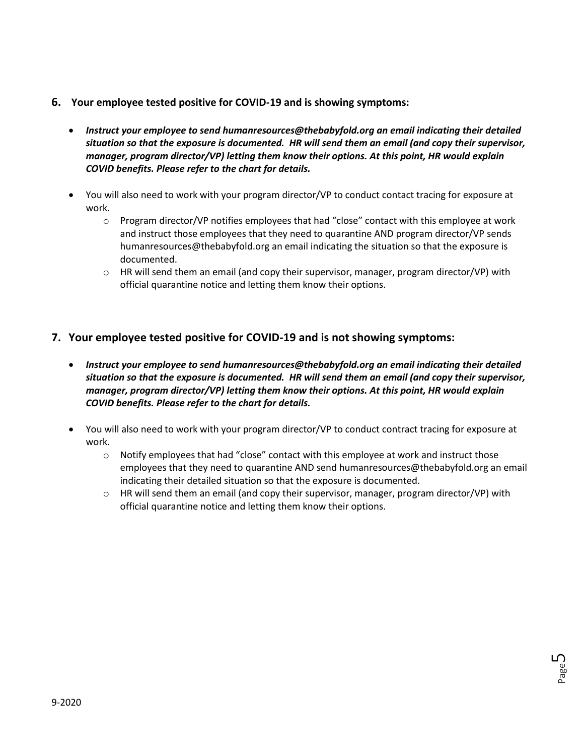6. **Your employee tested positive for COVID-19 and is showing symptoms:**

- ***Instruct your employee to send humanresources@thebabyfold.org an email indicating their detailed situation so that the exposure is documented. HR will send them an email (and copy their supervisor, manager, program director/VP) letting them know their options. At this point, HR would explain COVID benefits. Please refer to the chart for details.***
- You will also need to work with your program director/VP to conduct contact tracing for exposure at work.
  - Program director/VP notifies employees that had "close" contact with this employee at work and instruct those employees that they need to quarantine AND program director/VP sends humanresources@thebabyfold.org an email indicating the situation so that the exposure is documented.
  - HR will send them an email (and copy their supervisor, manager, program director/VP) with official quarantine notice and letting them know their options.

7. **Your employee tested positive for COVID-19 and is not showing symptoms:**

- ***Instruct your employee to send humanresources@thebabyfold.org an email indicating their detailed situation so that the exposure is documented. HR will send them an email (and copy their supervisor, manager, program director/VP) letting them know their options. At this point, HR would explain COVID benefits. Please refer to the chart for details.***
- You will also need to work with your program director/VP to conduct contract tracing for exposure at work.
  - Notify employees that had "close" contact with this employee at work and instruct those employees that they need to quarantine AND send humanresources@thebabyfold.org an email indicating their detailed situation so that the exposure is documented.
  - HR will send them an email (and copy their supervisor, manager, program director/VP) with official quarantine notice and letting them know their options.

9-2020